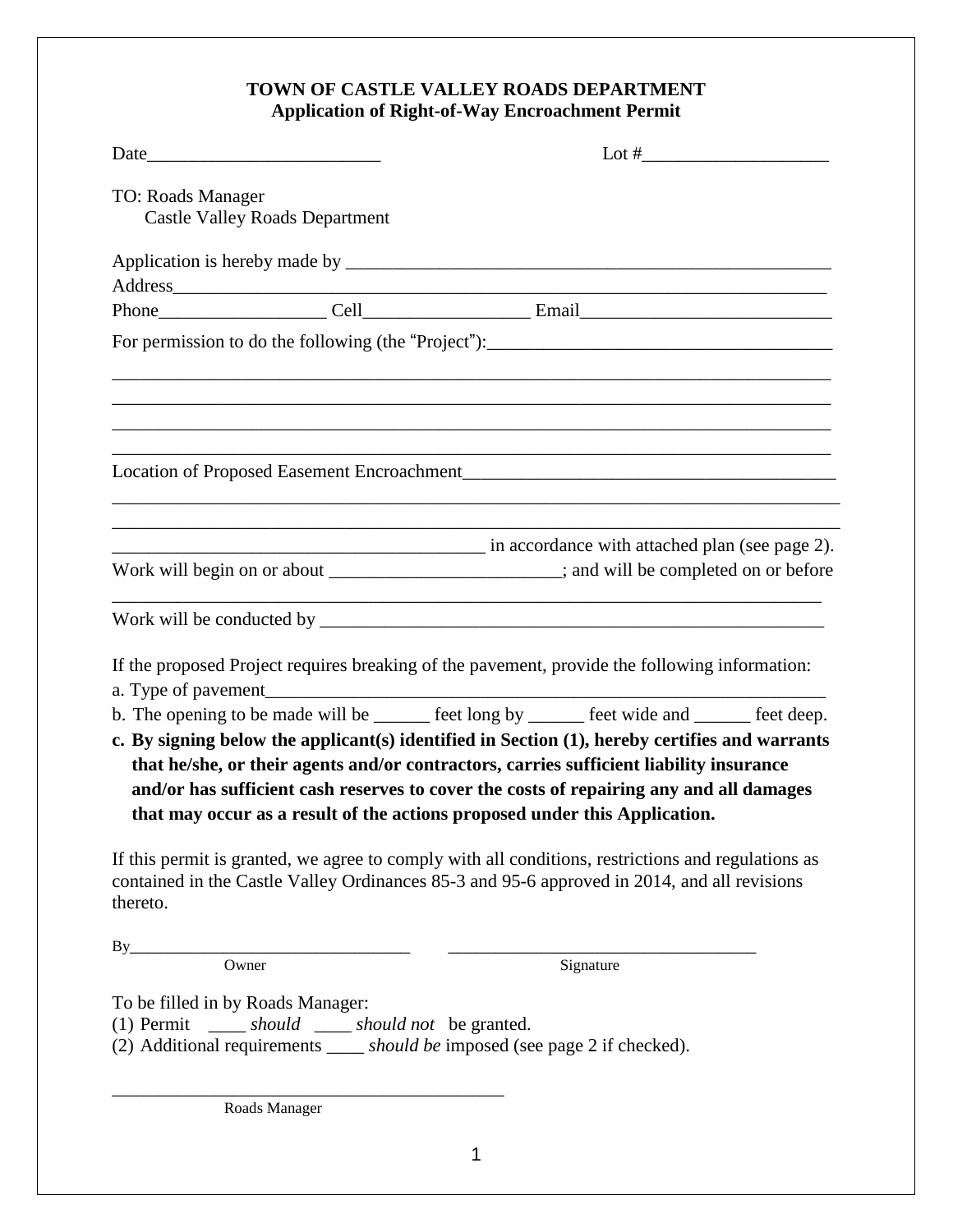**TOWN OF CASTLE VALLEY ROADS DEPARTMENT**
**Application of Right-of-Way Encroachment Permit**

Date_________________________ Lot #____________________

TO: Roads Manager
Castle Valley Roads Department

Application is hereby made by ______________________________________________________
Address__________________________________________________________________________
Phone__________________ Cell__________________ Email___________________________

For permission to do the following (the "Project"):_____________________________________
_______________________________________________________________________________
_______________________________________________________________________________
_______________________________________________________________________________
_______________________________________________________________________________

Location of Proposed Easement Encroachment________________________________________
_______________________________________________________________________________
_______________________________________________________________________________
________________________________________ in accordance with attached plan (see page 2).

Work will begin on or about _________________________; and will be completed on or before
_______________________________________________________________________________

Work will be conducted by ________________________________________________________

If the proposed Project requires breaking of the pavement, provide the following information:

a. Type of pavement_____________________________________________________________
b. The opening to be made will be ______ feet long by ______ feet wide and ______ feet deep.
c. **By signing below the applicant(s) identified in Section (1), hereby certifies and warrants that he/she, or their agents and/or contractors, carries sufficient liability insurance and/or has sufficient cash reserves to cover the costs of repairing any and all damages that may occur as a result of the actions proposed under this Application.**

If this permit is granted, we agree to comply with all conditions, restrictions and regulations as contained in the Castle Valley Ordinances 85-3 and 95-6 approved in 2014, and all revisions thereto.

By_______________________________ ___________________________________
Owner Signature

To be filled in by Roads Manager:

(1) Permit ____ *should* ____ *should not* be granted.
(2) Additional requirements ____ *should be* imposed (see page 2 if checked).

___________________________________________
Roads Manager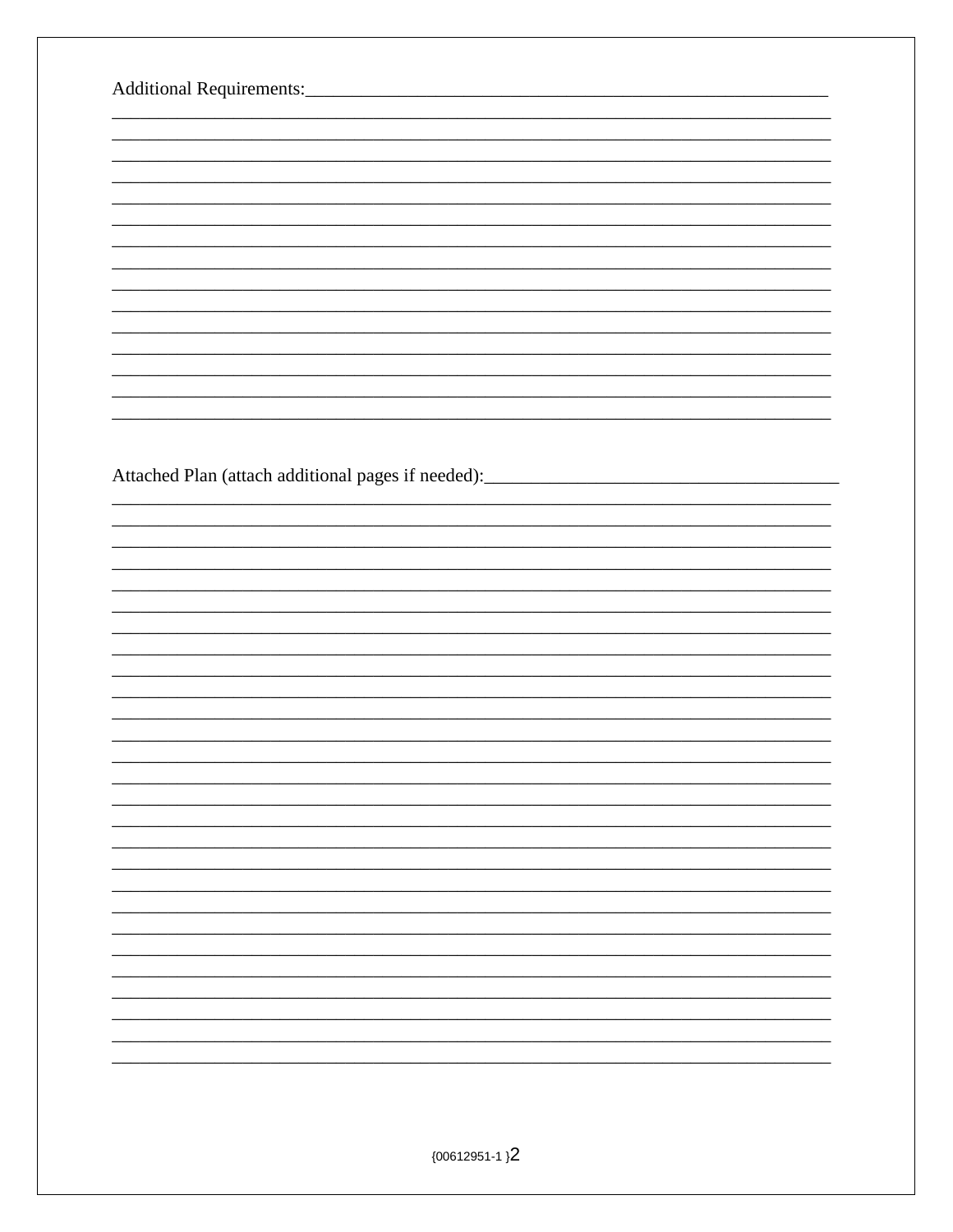Additional Requirements:\_\_\_\_\_\_\_\_\_\_\_\_\_\_\_\_\_\_\_\_\_\_\_\_\_\_\_\_\_\_\_\_\_\_\_\_\_\_\_\_\_\_\_\_\_\_\_\_\_\_\_\_\_\_\_\_\_\_\_\_

Attached Plan (attach additional pages if needed):\_\_\_\_\_\_\_\_\_\_\_\_\_\_\_\_\_\_\_\_\_\_\_\_\_\_\_\_\_\_\_\_\_\_\_\_\_\_\_

{00612951-1 }